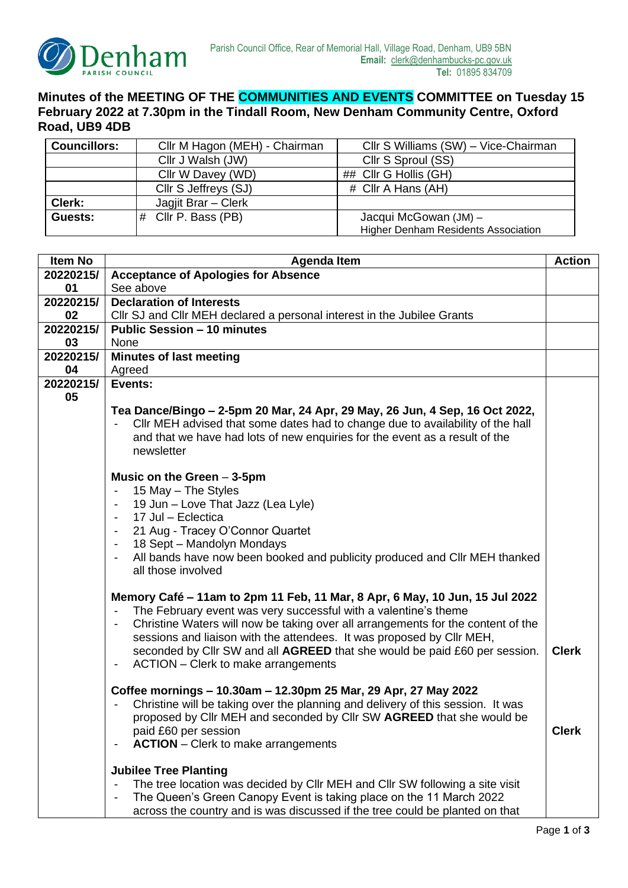Parish Council Office, Rear of Memorial Hall, Village Road, Denham, UB9 5BN
**Email:** clerk@denhambucks-pc.gov.uk
**Tel:** 01895 834709

# Minutes of the MEETING OF THE COMMUNITIES AND EVENTS COMMITTEE on Tuesday 15 February 2022 at 7.30pm in the Tindall Room, New Denham Community Centre, Oxford Road, UB9 4DB

| Councillors: | Cllr M Hagon (MEH) - Chairman | Cllr S Williams (SW) – Vice-Chairman |
|---|---|---|
| | Cllr J Walsh (JW) | Cllr S Sproul (SS) |
| | Cllr W Davey (WD) | ## Cllr G Hollis (GH) |
| | Cllr S Jeffreys (SJ) | # Cllr A Hans (AH) |
| **Clerk:** | Jagjit Brar – Clerk | |
| **Guests:** | # Cllr P. Bass (PB) | Jacqui McGowan (JM) – Higher Denham Residents Association |

| Item No | Agenda Item | Action |
|---|---|---|
| 20220215/01 | **Acceptance of Apologies for Absence**<br>See above | |
| 20220215/02 | **Declaration of Interests**<br>Cllr SJ and Cllr MEH declared a personal interest in the Jubilee Grants | |
| 20220215/03 | **Public Session – 10 minutes**<br>None | |
| 20220215/04 | **Minutes of last meeting**<br>Agreed | |
| 20220215/05 | **Events:**<br><br>**Tea Dance/Bingo – 2-5pm 20 Mar, 24 Apr, 29 May, 26 Jun, 4 Sep, 16 Oct 2022,**<br>- Cllr MEH advised that some dates had to change due to availability of the hall and that we have had lots of new enquiries for the event as a result of the newsletter<br><br>**Music on the Green** – 3-5pm<br>- 15 May – The Styles<br>- 19 Jun – Love That Jazz (Lea Lyle)<br>- 17 Jul – Eclectica<br>- 21 Aug - Tracey O'Connor Quartet<br>- 18 Sept – Mandolyn Mondays<br>- All bands have now been booked and publicity produced and Cllr MEH thanked all those involved<br><br>**Memory Café – 11am to 2pm 11 Feb, 11 Mar, 8 Apr, 6 May, 10 Jun, 15 Jul 2022**<br>- The February event was very successful with a valentine's theme<br>- Christine Waters will now be taking over all arrangements for the content of the sessions and liaison with the attendees. It was proposed by Cllr MEH, seconded by Cllr SW and all **AGREED** that she would be paid £60 per session.<br>- ACTION – Clerk to make arrangements<br><br>**Coffee mornings – 10.30am – 12.30pm 25 Mar, 29 Apr, 27 May 2022**<br>- Christine will be taking over the planning and delivery of this session. It was proposed by Cllr MEH and seconded by Cllr SW **AGREED** that she would be paid £60 per session<br>- **ACTION** – Clerk to make arrangements<br><br>**Jubilee Tree Planting**<br>- The tree location was decided by Cllr MEH and Cllr SW following a site visit<br>- The Queen's Green Canopy Event is taking place on the 11 March 2022 across the country and is was discussed if the tree could be planted on that | Clerk<br><br>Clerk |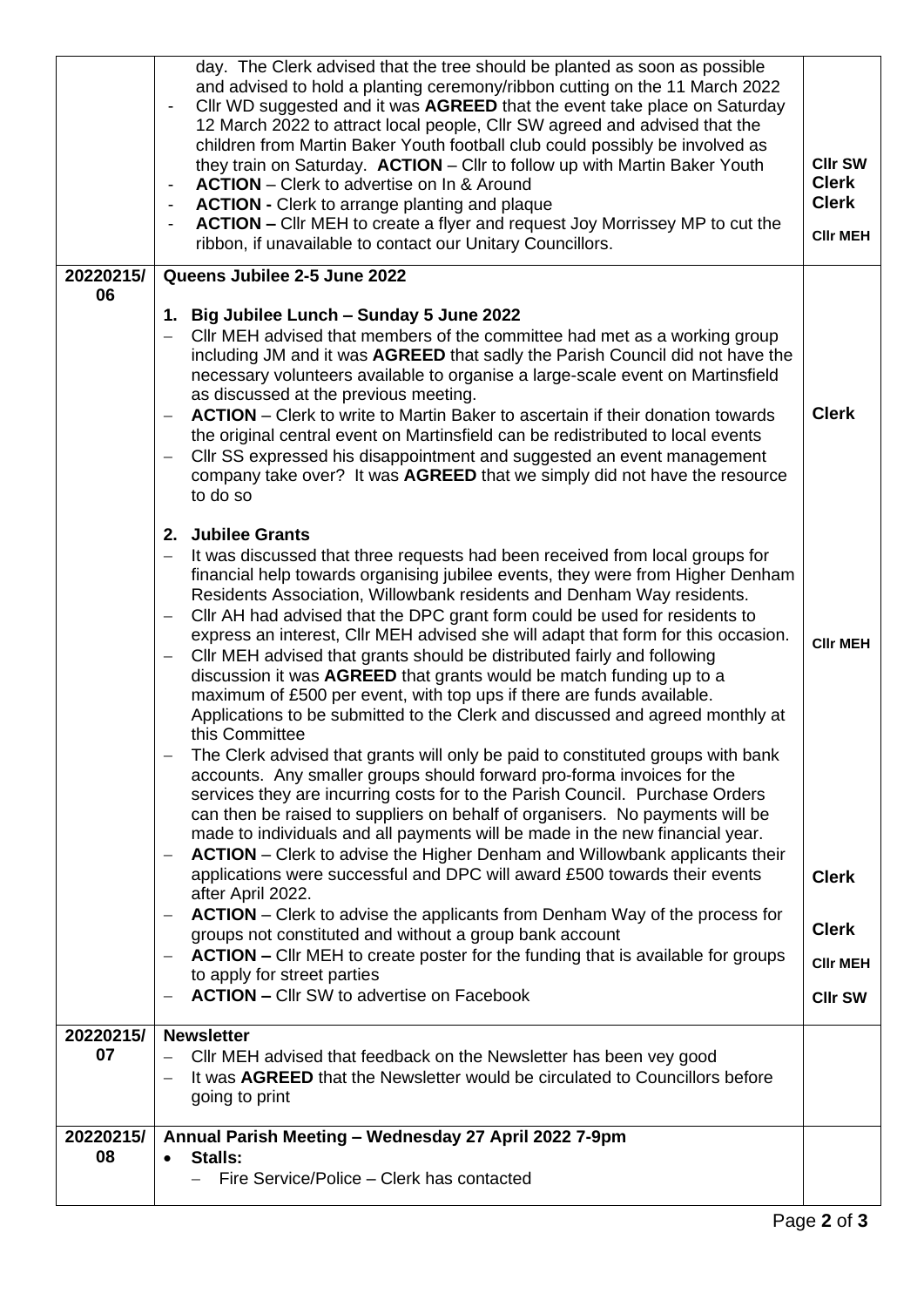| | | |
|---|---|---|
| | day. The Clerk advised that the tree should be planted as soon as possible and advised to hold a planting ceremony/ribbon cutting on the 11 March 2022<br>- Cllr WD suggested and it was **AGREED** that the event take place on Saturday 12 March 2022 to attract local people, Cllr SW agreed and advised that the children from Martin Baker Youth football club could possibly be involved as they train on Saturday. **ACTION** – Cllr to follow up with Martin Baker Youth<br>- **ACTION** – Clerk to advertise on In & Around<br>- **ACTION -** Clerk to arrange planting and plaque<br>- **ACTION –** Cllr MEH to create a flyer and request Joy Morrissey MP to cut the ribbon, if unavailable to contact our Unitary Councillors. | **Cllr SW**<br>**Clerk**<br>**Clerk**<br>**Cllr MEH** |
| 20220215/06 | **Queens Jubilee 2-5 June 2022**<br><br>**1. Big Jubilee Lunch – Sunday 5 June 2022**<br>– Cllr MEH advised that members of the committee had met as a working group including JM and it was **AGREED** that sadly the Parish Council did not have the necessary volunteers available to organise a large-scale event on Martinsfield as discussed at the previous meeting.<br>– **ACTION** – Clerk to write to Martin Baker to ascertain if their donation towards the original central event on Martinsfield can be redistributed to local events<br>– Cllr SS expressed his disappointment and suggested an event management company take over? It was **AGREED** that we simply did not have the resource to do so<br><br>**2. Jubilee Grants**<br>– It was discussed that three requests had been received from local groups for financial help towards organising jubilee events, they were from Higher Denham Residents Association, Willowbank residents and Denham Way residents.<br>– Cllr AH had advised that the DPC grant form could be used for residents to express an interest, Cllr MEH advised she will adapt that form for this occasion.<br>– Cllr MEH advised that grants should be distributed fairly and following discussion it was **AGREED** that grants would be match funding up to a maximum of £500 per event, with top ups if there are funds available. Applications to be submitted to the Clerk and discussed and agreed monthly at this Committee<br>– The Clerk advised that grants will only be paid to constituted groups with bank accounts. Any smaller groups should forward pro-forma invoices for the services they are incurring costs for to the Parish Council. Purchase Orders can then be raised to suppliers on behalf of organisers. No payments will be made to individuals and all payments will be made in the new financial year.<br>– **ACTION** – Clerk to advise the Higher Denham and Willowbank applicants their applications were successful and DPC will award £500 towards their events after April 2022.<br>– **ACTION** – Clerk to advise the applicants from Denham Way of the process for groups not constituted and without a group bank account<br>– **ACTION –** Cllr MEH to create poster for the funding that is available for groups to apply for street parties<br>– **ACTION –** Cllr SW to advertise on Facebook | **Clerk**<br><br>**Cllr MEH**<br><br>**Clerk**<br>**Clerk**<br>**Cllr MEH**<br>**Cllr SW** |
| 20220215/07 | **Newsletter**<br>– Cllr MEH advised that feedback on the Newsletter has been vey good<br>– It was **AGREED** that the Newsletter would be circulated to Councillors before going to print | |
| 20220215/08 | **Annual Parish Meeting – Wednesday 27 April 2022 7-9pm**<br>• **Stalls:**<br>  – Fire Service/Police – Clerk has contacted | |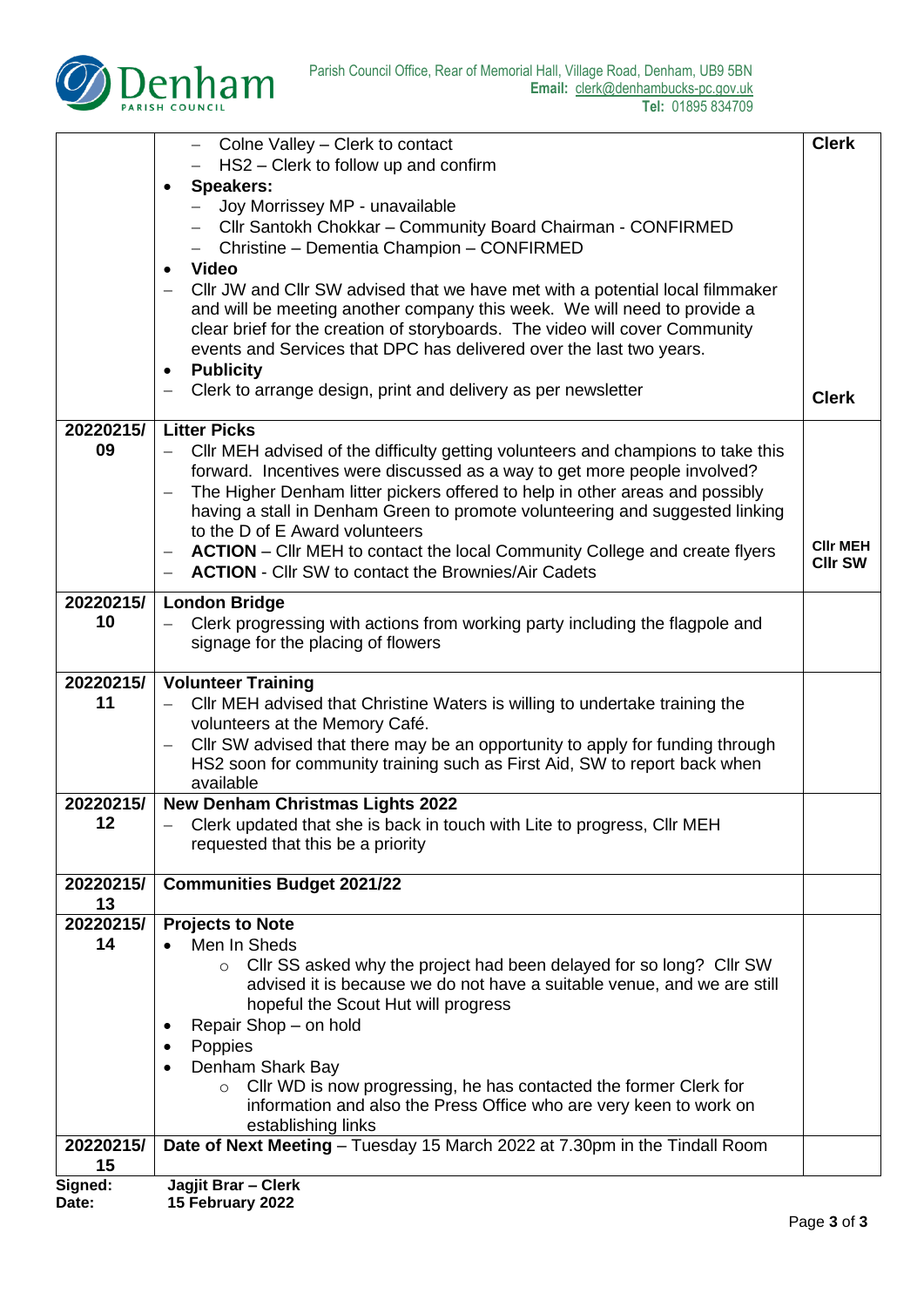| | | |
|---|---|---|
| | – Colne Valley – Clerk to contact<br>– HS2 – Clerk to follow up and confirm<br>• **Speakers:**<br>– Joy Morrissey MP - unavailable<br>– Cllr Santokh Chokkar – Community Board Chairman - CONFIRMED<br>– Christine – Dementia Champion – CONFIRMED<br>• **Video**<br>– Cllr JW and Cllr SW advised that we have met with a potential local filmmaker and will be meeting another company this week. We will need to provide a clear brief for the creation of storyboards. The video will cover Community events and Services that DPC has delivered over the last two years.<br>• **Publicity**<br>– Clerk to arrange design, print and delivery as per newsletter | **Clerk**<br><br>**Clerk** |
| **20220215/ 09** | **Litter Picks**<br>– Cllr MEH advised of the difficulty getting volunteers and champions to take this forward. Incentives were discussed as a way to get more people involved?<br>– The Higher Denham litter pickers offered to help in other areas and possibly having a stall in Denham Green to promote volunteering and suggested linking to the D of E Award volunteers<br>– **ACTION** – Cllr MEH to contact the local Community College and create flyers<br>– **ACTION** - Cllr SW to contact the Brownies/Air Cadets | **Cllr MEH**<br>**Cllr SW** |
| **20220215/ 10** | **London Bridge**<br>– Clerk progressing with actions from working party including the flagpole and signage for the placing of flowers | |
| **20220215/ 11** | **Volunteer Training**<br>– Cllr MEH advised that Christine Waters is willing to undertake training the volunteers at the Memory Café.<br>– Cllr SW advised that there may be an opportunity to apply for funding through HS2 soon for community training such as First Aid, SW to report back when available | |
| **20220215/ 12** | **New Denham Christmas Lights 2022**<br>– Clerk updated that she is back in touch with Lite to progress, Cllr MEH requested that this be a priority | |
| **20220215/ 13** | **Communities Budget 2021/22** | |
| **20220215/ 14** | **Projects to Note**<br>• Men In Sheds<br>○ Cllr SS asked why the project had been delayed for so long? Cllr SW advised it is because we do not have a suitable venue, and we are still hopeful the Scout Hut will progress<br>• Repair Shop – on hold<br>• Poppies<br>• Denham Shark Bay<br>○ Cllr WD is now progressing, he has contacted the former Clerk for information and also the Press Office who are very keen to work on establishing links | |
| **20220215/ 15** | **Date of Next Meeting** – Tuesday 15 March 2022 at 7.30pm in the Tindall Room | |

**Signed:** **Jagjit Brar – Clerk**
**Date:** **15 February 2022**